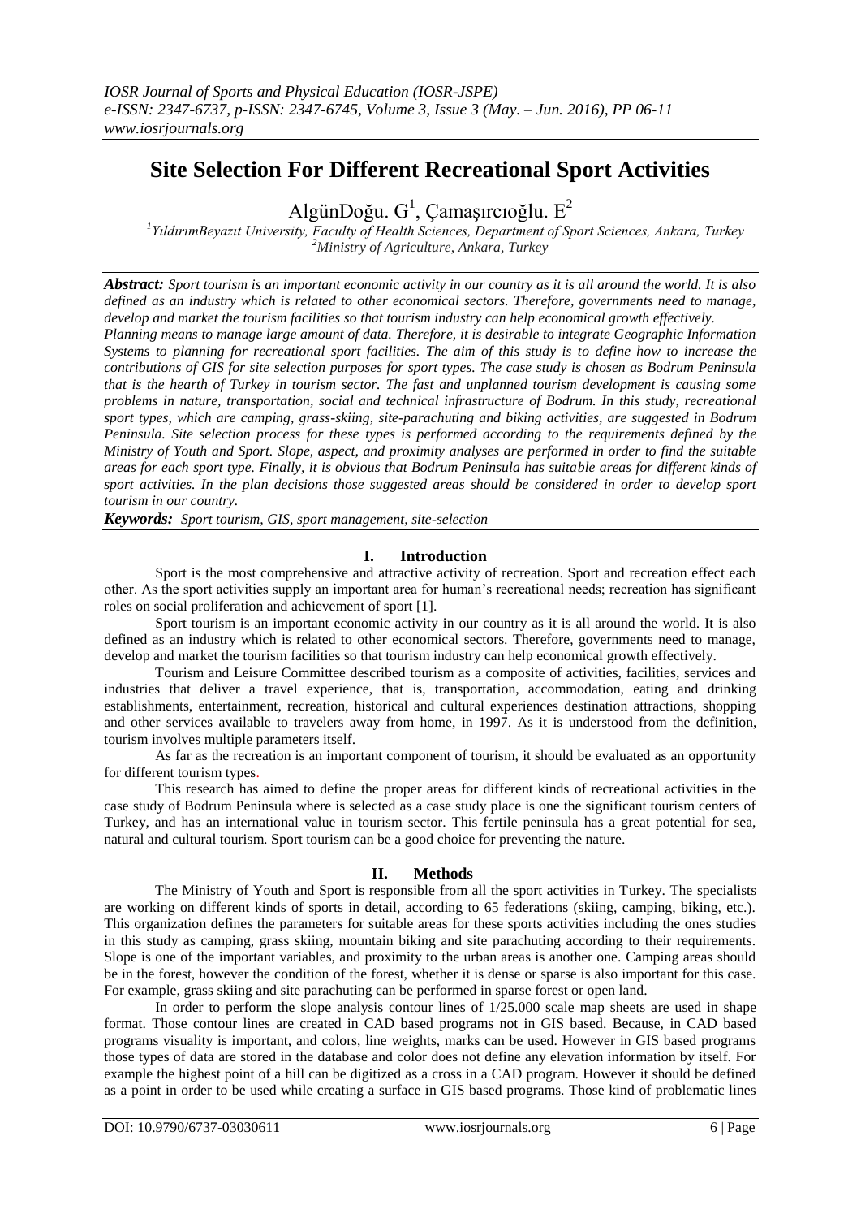# Site Selection For Different Recreational Sport Activities

AlgünDoğu. G[1], Çamaşırcıoğlu. E[2]

[1]YıldırımBeyazıt University, Faculty of Health Sciences, Department of Sport Sciences, Ankara, Turkey
[2]Ministry of Agriculture, Ankara, Turkey

***Abstract:*** *Sport tourism is an important economic activity in our country as it is all around the world. It is also defined as an industry which is related to other economical sectors. Therefore, governments need to manage, develop and market the tourism facilities so that tourism industry can help economical growth effectively. Planning means to manage large amount of data. Therefore, it is desirable to integrate Geographic Information Systems to planning for recreational sport facilities. The aim of this study is to define how to increase the contributions of GIS for site selection purposes for sport types. The case study is chosen as Bodrum Peninsula that is the hearth of Turkey in tourism sector. The fast and unplanned tourism development is causing some problems in nature, transportation, social and technical infrastructure of Bodrum. In this study, recreational sport types, which are camping, grass-skiing, site-parachuting and biking activities, are suggested in Bodrum Peninsula. Site selection process for these types is performed according to the requirements defined by the Ministry of Youth and Sport. Slope, aspect, and proximity analyses are performed in order to find the suitable areas for each sport type. Finally, it is obvious that Bodrum Peninsula has suitable areas for different kinds of sport activities. In the plan decisions those suggested areas should be considered in order to develop sport tourism in our country.*

***Keywords:*** *Sport tourism, GIS, sport management, site-selection*

## I. Introduction

Sport is the most comprehensive and attractive activity of recreation. Sport and recreation effect each other. As the sport activities supply an important area for human's recreational needs; recreation has significant roles on social proliferation and achievement of sport [1].

Sport tourism is an important economic activity in our country as it is all around the world. It is also defined as an industry which is related to other economical sectors. Therefore, governments need to manage, develop and market the tourism facilities so that tourism industry can help economical growth effectively.

Tourism and Leisure Committee described tourism as a composite of activities, facilities, services and industries that deliver a travel experience, that is, transportation, accommodation, eating and drinking establishments, entertainment, recreation, historical and cultural experiences destination attractions, shopping and other services available to travelers away from home, in 1997. As it is understood from the definition, tourism involves multiple parameters itself.

As far as the recreation is an important component of tourism, it should be evaluated as an opportunity for different tourism types.

This research has aimed to define the proper areas for different kinds of recreational activities in the case study of Bodrum Peninsula where is selected as a case study place is one the significant tourism centers of Turkey, and has an international value in tourism sector. This fertile peninsula has a great potential for sea, natural and cultural tourism. Sport tourism can be a good choice for preventing the nature.

## II. Methods

The Ministry of Youth and Sport is responsible from all the sport activities in Turkey. The specialists are working on different kinds of sports in detail, according to 65 federations (skiing, camping, biking, etc.). This organization defines the parameters for suitable areas for these sports activities including the ones studies in this study as camping, grass skiing, mountain biking and site parachuting according to their requirements. Slope is one of the important variables, and proximity to the urban areas is another one. Camping areas should be in the forest, however the condition of the forest, whether it is dense or sparse is also important for this case. For example, grass skiing and site parachuting can be performed in sparse forest or open land.

In order to perform the slope analysis contour lines of 1/25.000 scale map sheets are used in shape format. Those contour lines are created in CAD based programs not in GIS based. Because, in CAD based programs visuality is important, and colors, line weights, marks can be used. However in GIS based programs those types of data are stored in the database and color does not define any elevation information by itself. For example the highest point of a hill can be digitized as a cross in a CAD program. However it should be defined as a point in order to be used while creating a surface in GIS based programs. Those kind of problematic lines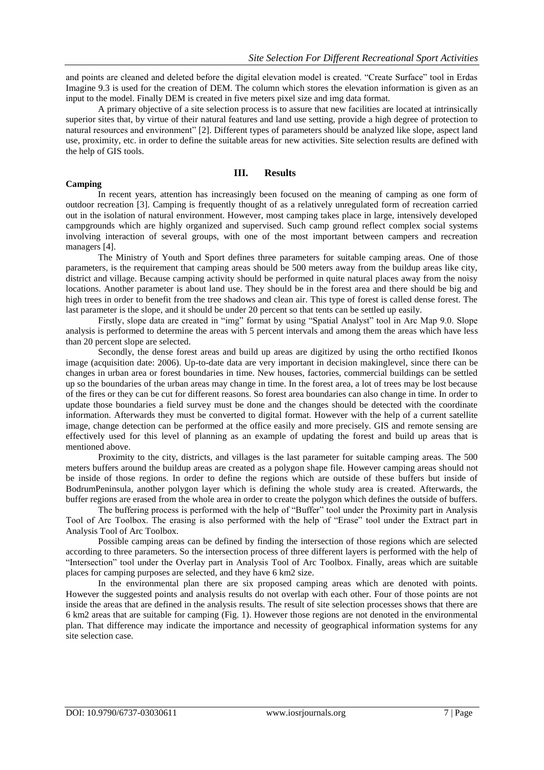and points are cleaned and deleted before the digital elevation model is created. "Create Surface" tool in Erdas Imagine 9.3 is used for the creation of DEM. The column which stores the elevation information is given as an input to the model. Finally DEM is created in five meters pixel size and img data format.

A primary objective of a site selection process is to assure that new facilities are located at intrinsically superior sites that, by virtue of their natural features and land use setting, provide a high degree of protection to natural resources and environment" [2]. Different types of parameters should be analyzed like slope, aspect land use, proximity, etc. in order to define the suitable areas for new activities. Site selection results are defined with the help of GIS tools.

## III. Results

**Camping**

In recent years, attention has increasingly been focused on the meaning of camping as one form of outdoor recreation [3]. Camping is frequently thought of as a relatively unregulated form of recreation carried out in the isolation of natural environment. However, most camping takes place in large, intensively developed campgrounds which are highly organized and supervised. Such camp ground reflect complex social systems involving interaction of several groups, with one of the most important between campers and recreation managers [4].

The Ministry of Youth and Sport defines three parameters for suitable camping areas. One of those parameters, is the requirement that camping areas should be 500 meters away from the buildup areas like city, district and village. Because camping activity should be performed in quite natural places away from the noisy locations. Another parameter is about land use. They should be in the forest area and there should be big and high trees in order to benefit from the tree shadows and clean air. This type of forest is called dense forest. The last parameter is the slope, and it should be under 20 percent so that tents can be settled up easily.

Firstly, slope data are created in "img" format by using "Spatial Analyst" tool in Arc Map 9.0. Slope analysis is performed to determine the areas with 5 percent intervals and among them the areas which have less than 20 percent slope are selected.

Secondly, the dense forest areas and build up areas are digitized by using the ortho rectified Ikonos image (acquisition date: 2006). Up-to-date data are very important in decision makinglevel, since there can be changes in urban area or forest boundaries in time. New houses, factories, commercial buildings can be settled up so the boundaries of the urban areas may change in time. In the forest area, a lot of trees may be lost because of the fires or they can be cut for different reasons. So forest area boundaries can also change in time. In order to update those boundaries a field survey must be done and the changes should be detected with the coordinate information. Afterwards they must be converted to digital format. However with the help of a current satellite image, change detection can be performed at the office easily and more precisely. GIS and remote sensing are effectively used for this level of planning as an example of updating the forest and build up areas that is mentioned above.

Proximity to the city, districts, and villages is the last parameter for suitable camping areas. The 500 meters buffers around the buildup areas are created as a polygon shape file. However camping areas should not be inside of those regions. In order to define the regions which are outside of these buffers but inside of BodrumPeninsula, another polygon layer which is defining the whole study area is created. Afterwards, the buffer regions are erased from the whole area in order to create the polygon which defines the outside of buffers.

The buffering process is performed with the help of "Buffer" tool under the Proximity part in Analysis Tool of Arc Toolbox. The erasing is also performed with the help of "Erase" tool under the Extract part in Analysis Tool of Arc Toolbox.

Possible camping areas can be defined by finding the intersection of those regions which are selected according to three parameters. So the intersection process of three different layers is performed with the help of "Intersection" tool under the Overlay part in Analysis Tool of Arc Toolbox. Finally, areas which are suitable places for camping purposes are selected, and they have 6 km2 size.

In the environmental plan there are six proposed camping areas which are denoted with points. However the suggested points and analysis results do not overlap with each other. Four of those points are not inside the areas that are defined in the analysis results. The result of site selection processes shows that there are 6 km2 areas that are suitable for camping (Fig. 1). However those regions are not denoted in the environmental plan. That difference may indicate the importance and necessity of geographical information systems for any site selection case.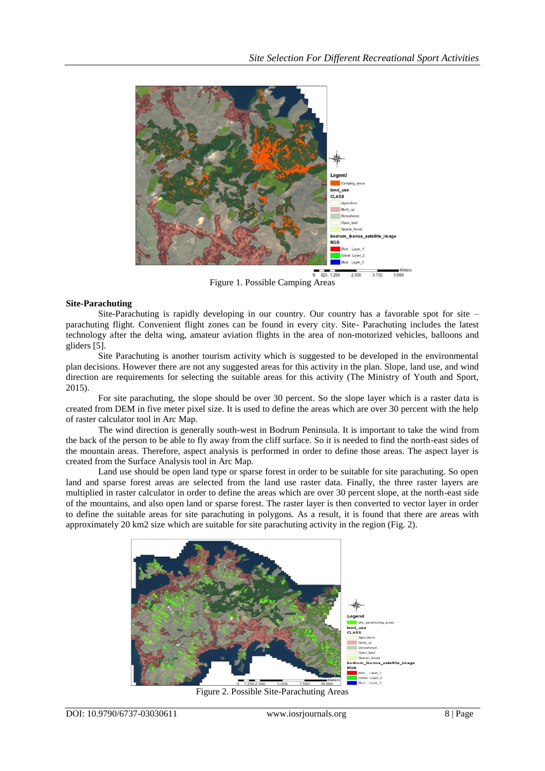Figure 1. Possible Camping Areas

**Site-Parachuting**

Site-Parachuting is rapidly developing in our country. Our country has a favorable spot for site – parachuting flight. Convenient flight zones can be found in every city. Site- Parachuting includes the latest technology after the delta wing, amateur aviation flights in the area of non-motorized vehicles, balloons and gliders [5].

Site Parachuting is another tourism activity which is suggested to be developed in the environmental plan decisions. However there are not any suggested areas for this activity in the plan. Slope, land use, and wind direction are requirements for selecting the suitable areas for this activity (The Ministry of Youth and Sport, 2015).

For site parachuting, the slope should be over 30 percent. So the slope layer which is a raster data is created from DEM in five meter pixel size. It is used to define the areas which are over 30 percent with the help of raster calculator tool in Arc Map.

The wind direction is generally south-west in Bodrum Peninsula. It is important to take the wind from the back of the person to be able to fly away from the cliff surface. So it is needed to find the north-east sides of the mountain areas. Therefore, aspect analysis is performed in order to define those areas. The aspect layer is created from the Surface Analysis tool in Arc Map.

Land use should be open land type or sparse forest in order to be suitable for site parachuting. So open land and sparse forest areas are selected from the land use raster data. Finally, the three raster layers are multiplied in raster calculator in order to define the areas which are over 30 percent slope, at the north-east side of the mountains, and also open land or sparse forest. The raster layer is then converted to vector layer in order to define the suitable areas for site parachuting in polygons. As a result, it is found that there are areas with approximately 20 km2 size which are suitable for site parachuting activity in the region (Fig. 2).

Figure 2. Possible Site-Parachuting Areas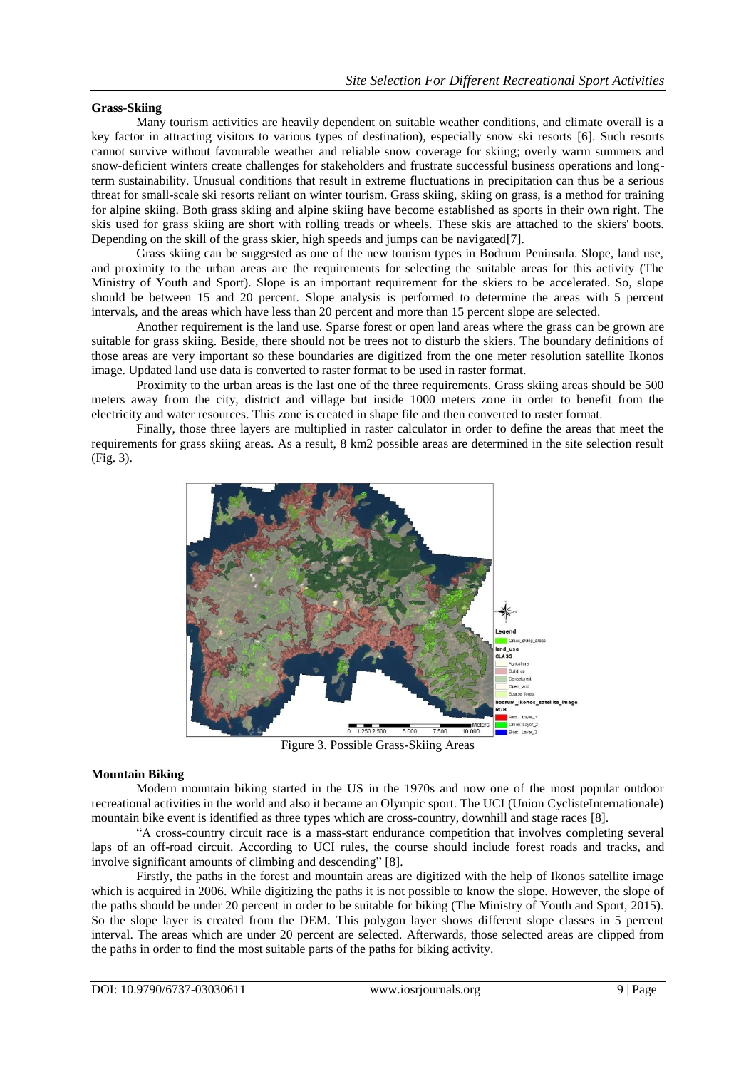### Grass-Skiing

Many tourism activities are heavily dependent on suitable weather conditions, and climate overall is a key factor in attracting visitors to various types of destination), especially snow ski resorts [6]. Such resorts cannot survive without favourable weather and reliable snow coverage for skiing; overly warm summers and snow-deficient winters create challenges for stakeholders and frustrate successful business operations and long-term sustainability. Unusual conditions that result in extreme fluctuations in precipitation can thus be a serious threat for small-scale ski resorts reliant on winter tourism. Grass skiing, skiing on grass, is a method for training for alpine skiing. Both grass skiing and alpine skiing have become established as sports in their own right. The skis used for grass skiing are short with rolling treads or wheels. These skis are attached to the skiers' boots. Depending on the skill of the grass skier, high speeds and jumps can be navigated[7].

Grass skiing can be suggested as one of the new tourism types in Bodrum Peninsula. Slope, land use, and proximity to the urban areas are the requirements for selecting the suitable areas for this activity (The Ministry of Youth and Sport). Slope is an important requirement for the skiers to be accelerated. So, slope should be between 15 and 20 percent. Slope analysis is performed to determine the areas with 5 percent intervals, and the areas which have less than 20 percent and more than 15 percent slope are selected.

Another requirement is the land use. Sparse forest or open land areas where the grass can be grown are suitable for grass skiing. Beside, there should not be trees not to disturb the skiers. The boundary definitions of those areas are very important so these boundaries are digitized from the one meter resolution satellite Ikonos image. Updated land use data is converted to raster format to be used in raster format.

Proximity to the urban areas is the last one of the three requirements. Grass skiing areas should be 500 meters away from the city, district and village but inside 1000 meters zone in order to benefit from the electricity and water resources. This zone is created in shape file and then converted to raster format.

Finally, those three layers are multiplied in raster calculator in order to define the areas that meet the requirements for grass skiing areas. As a result, 8 km2 possible areas are determined in the site selection result (Fig. 3).

Figure 3. Possible Grass-Skiing Areas

### Mountain Biking

Modern mountain biking started in the US in the 1970s and now one of the most popular outdoor recreational activities in the world and also it became an Olympic sport. The UCI (Union CyclisteInternationale) mountain bike event is identified as three types which are cross-country, downhill and stage races [8].

"A cross-country circuit race is a mass-start endurance competition that involves completing several laps of an off-road circuit. According to UCI rules, the course should include forest roads and tracks, and involve significant amounts of climbing and descending" [8].

Firstly, the paths in the forest and mountain areas are digitized with the help of Ikonos satellite image which is acquired in 2006. While digitizing the paths it is not possible to know the slope. However, the slope of the paths should be under 20 percent in order to be suitable for biking (The Ministry of Youth and Sport, 2015). So the slope layer is created from the DEM. This polygon layer shows different slope classes in 5 percent interval. The areas which are under 20 percent are selected. Afterwards, those selected areas are clipped from the paths in order to find the most suitable parts of the paths for biking activity.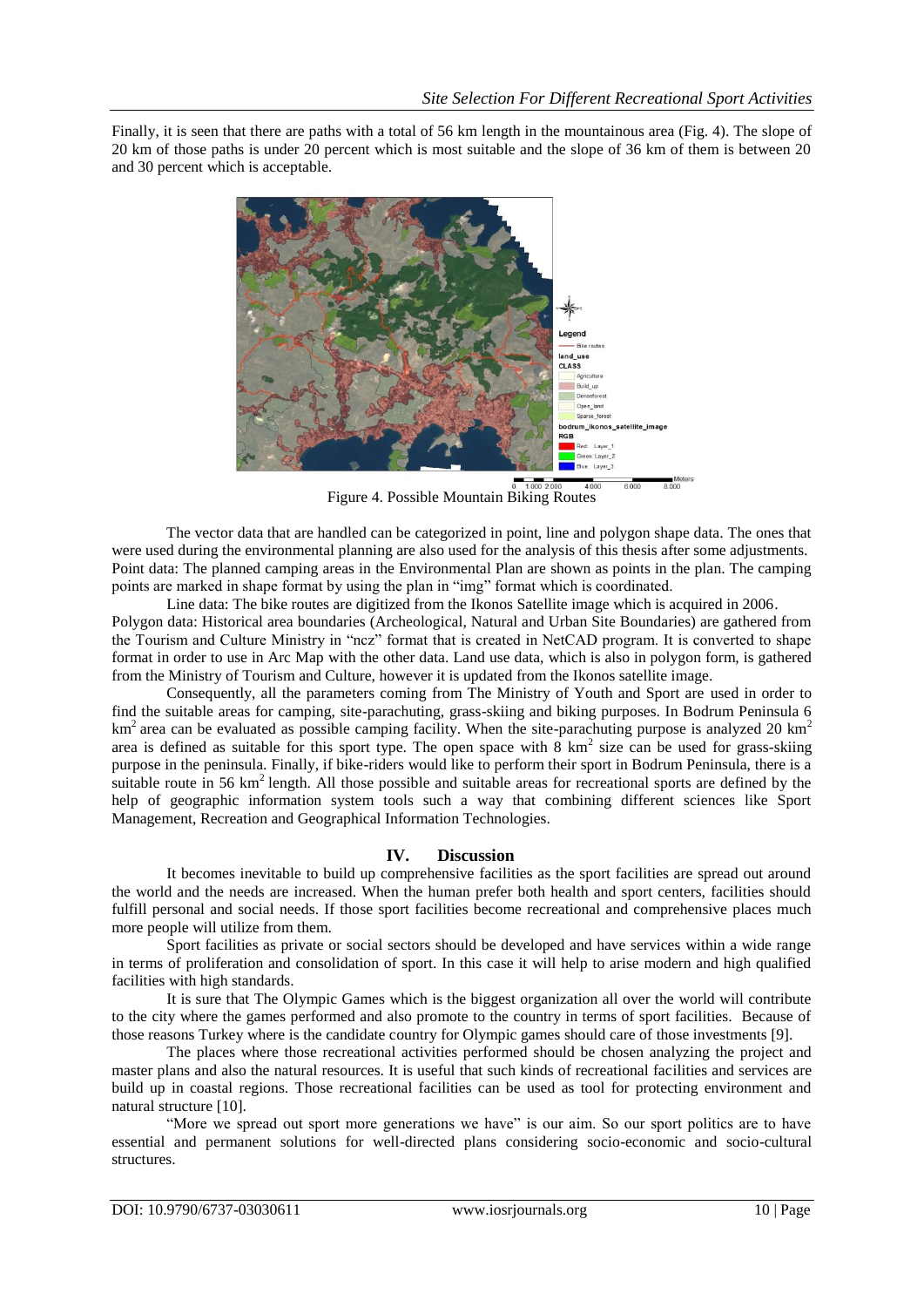Finally, it is seen that there are paths with a total of 56 km length in the mountainous area (Fig. 4). The slope of 20 km of those paths is under 20 percent which is most suitable and the slope of 36 km of them is between 20 and 30 percent which is acceptable.

Figure 4. Possible Mountain Biking Routes

The vector data that are handled can be categorized in point, line and polygon shape data. The ones that were used during the environmental planning are also used for the analysis of this thesis after some adjustments. Point data: The planned camping areas in the Environmental Plan are shown as points in the plan. The camping points are marked in shape format by using the plan in "img" format which is coordinated.

Line data: The bike routes are digitized from the Ikonos Satellite image which is acquired in 2006.
Polygon data: Historical area boundaries (Archeological, Natural and Urban Site Boundaries) are gathered from the Tourism and Culture Ministry in "ncz" format that is created in NetCAD program. It is converted to shape format in order to use in Arc Map with the other data. Land use data, which is also in polygon form, is gathered from the Ministry of Tourism and Culture, however it is updated from the Ikonos satellite image.

Consequently, all the parameters coming from The Ministry of Youth and Sport are used in order to find the suitable areas for camping, site-parachuting, grass-skiing and biking purposes. In Bodrum Peninsula 6 $km^2$ area can be evaluated as possible camping facility. When the site-parachuting purpose is analyzed 20 $km^2$ area is defined as suitable for this sport type. The open space with 8 $km^2$ size can be used for grass-skiing purpose in the peninsula. Finally, if bike-riders would like to perform their sport in Bodrum Peninsula, there is a suitable route in 56 $km^2$ length. All those possible and suitable areas for recreational sports are defined by the help of geographic information system tools such a way that combining different sciences like Sport Management, Recreation and Geographical Information Technologies.

## IV. Discussion

It becomes inevitable to build up comprehensive facilities as the sport facilities are spread out around the world and the needs are increased. When the human prefer both health and sport centers, facilities should fulfill personal and social needs. If those sport facilities become recreational and comprehensive places much more people will utilize from them.

Sport facilities as private or social sectors should be developed and have services within a wide range in terms of proliferation and consolidation of sport. In this case it will help to arise modern and high qualified facilities with high standards.

It is sure that The Olympic Games which is the biggest organization all over the world will contribute to the city where the games performed and also promote to the country in terms of sport facilities. Because of those reasons Turkey where is the candidate country for Olympic games should care of those investments [9].

The places where those recreational activities performed should be chosen analyzing the project and master plans and also the natural resources. It is useful that such kinds of recreational facilities and services are build up in coastal regions. Those recreational facilities can be used as tool for protecting environment and natural structure [10].

"More we spread out sport more generations we have" is our aim. So our sport politics are to have essential and permanent solutions for well-directed plans considering socio-economic and socio-cultural structures.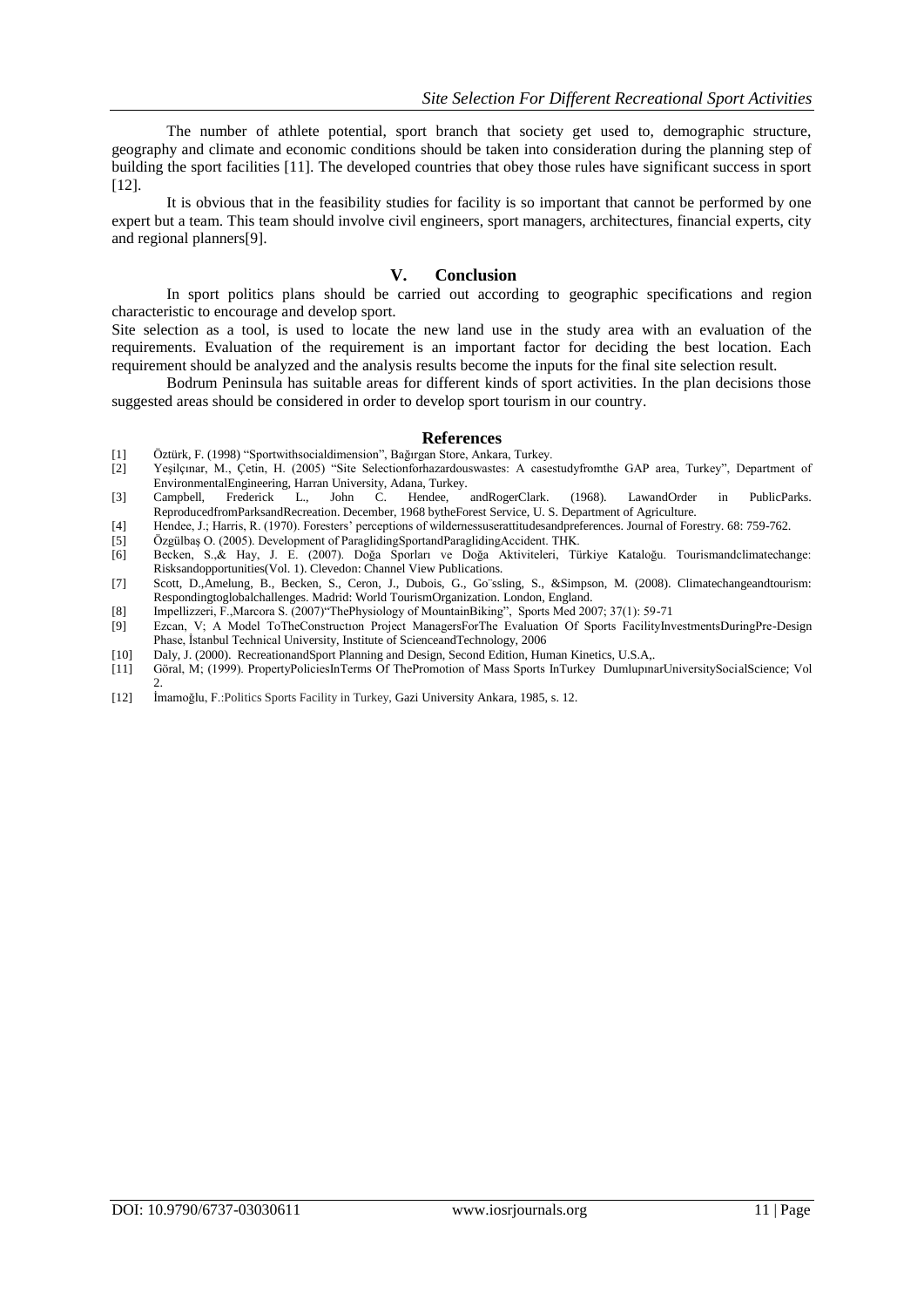The number of athlete potential, sport branch that society get used to, demographic structure, geography and climate and economic conditions should be taken into consideration during the planning step of building the sport facilities [11]. The developed countries that obey those rules have significant success in sport [12].

It is obvious that in the feasibility studies for facility is so important that cannot be performed by one expert but a team. This team should involve civil engineers, sport managers, architectures, financial experts, city and regional planners[9].

## V. Conclusion

In sport politics plans should be carried out according to geographic specifications and region characteristic to encourage and develop sport.

Site selection as a tool, is used to locate the new land use in the study area with an evaluation of the requirements. Evaluation of the requirement is an important factor for deciding the best location. Each requirement should be analyzed and the analysis results become the inputs for the final site selection result.

Bodrum Peninsula has suitable areas for different kinds of sport activities. In the plan decisions those suggested areas should be considered in order to develop sport tourism in our country.

## References

[1] Öztürk, F. (1998) "Sportwithsocialdimension", Bağırgan Store, Ankara, Turkey.

[2] Yeşilçınar, M., Çetin, H. (2005) "Site Selectionforhazardouswastes: A casestudyfromthe GAP area, Turkey", Department of EnvironmentalEngineering, Harran University, Adana, Turkey.

[3] Campbell, Frederick L., John C. Hendee, andRogerClark. (1968). LawandOrder in PublicParks. ReproducedfromParksandRecreation. December, 1968 bytheForest Service, U. S. Department of Agriculture.

[4] Hendee, J.; Harris, R. (1970). Foresters' perceptions of wildernessuserattitudesandpreferences. Journal of Forestry. 68: 759-762.

[5] Özgülbaş O. (2005). Development of ParaglidingSportandParaglidingAccident. THK.

[6] Becken, S.,& Hay, J. E. (2007). Doğa Sporları ve Doğa Aktiviteleri, Türkiye Kataloğu. Tourismandclimatechange: Risksandopportunities(Vol. 1). Clevedon: Channel View Publications.

[7] Scott, D.,Amelung, B., Becken, S., Ceron, J., Dubois, G., Go¨ssling, S., &Simpson, M. (2008). Climatechangeandtourism: Respondingtoglobalchallenges. Madrid: World TourismOrganization. London, England.

[8] Impellizzeri, F.,Marcora S. (2007)"ThePhysiology of MountainBiking", Sports Med 2007; 37(1): 59-71

[9] Ezcan, V; A Model ToTheConstructıon Project ManagersForThe Evaluation Of Sports FacilityInvestmentsDuringPre-Design Phase, İstanbul Technical University, Institute of ScienceandTechnology, 2006

[10] Daly, J. (2000). RecreationandSport Planning and Design, Second Edition, Human Kinetics, U.S.A,.

[11] Göral, M; (1999). PropertyPoliciesInTerms Of ThePromotion of Mass Sports InTurkey DumlupınarUniversitySocialScience; Vol 2.

[12] İmamoğlu, F.:Politics Sports Facility in Turkey, Gazi University Ankara, 1985, s. 12.